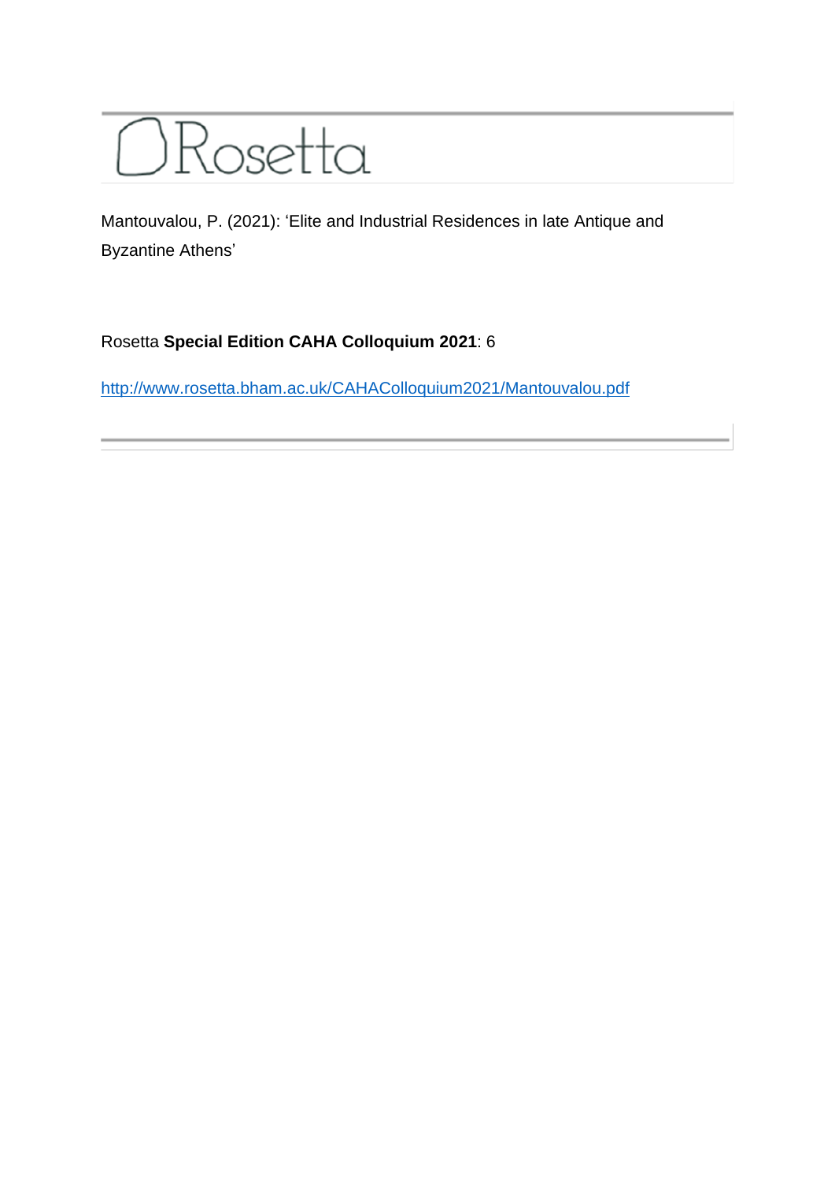# Rosetta

Mantouvalou, P. (2021): 'Elite and Industrial Residences in late Antique and Byzantine Athens'

Rosetta **Special Edition CAHA Colloquium 2021**: 6

http://www.rosetta.bham.ac.uk/CAHAColloquium2021/Mantouvalou.pdf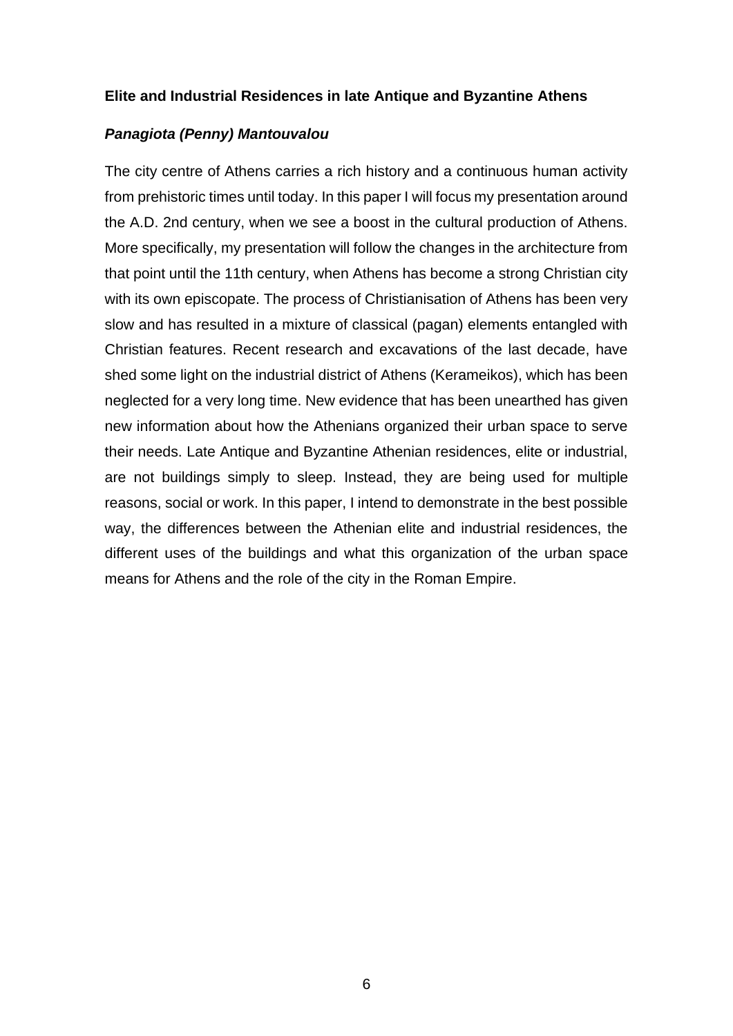**Elite and Industrial Residences in late Antique and Byzantine Athens**

***Panagiota (Penny) Mantouvalou***

The city centre of Athens carries a rich history and a continuous human activity from prehistoric times until today. In this paper I will focus my presentation around the A.D. 2nd century, when we see a boost in the cultural production of Athens. More specifically, my presentation will follow the changes in the architecture from that point until the 11th century, when Athens has become a strong Christian city with its own episcopate. The process of Christianisation of Athens has been very slow and has resulted in a mixture of classical (pagan) elements entangled with Christian features. Recent research and excavations of the last decade, have shed some light on the industrial district of Athens (Kerameikos), which has been neglected for a very long time. New evidence that has been unearthed has given new information about how the Athenians organized their urban space to serve their needs. Late Antique and Byzantine Athenian residences, elite or industrial, are not buildings simply to sleep. Instead, they are being used for multiple reasons, social or work. In this paper, I intend to demonstrate in the best possible way, the differences between the Athenian elite and industrial residences, the different uses of the buildings and what this organization of the urban space means for Athens and the role of the city in the Roman Empire.